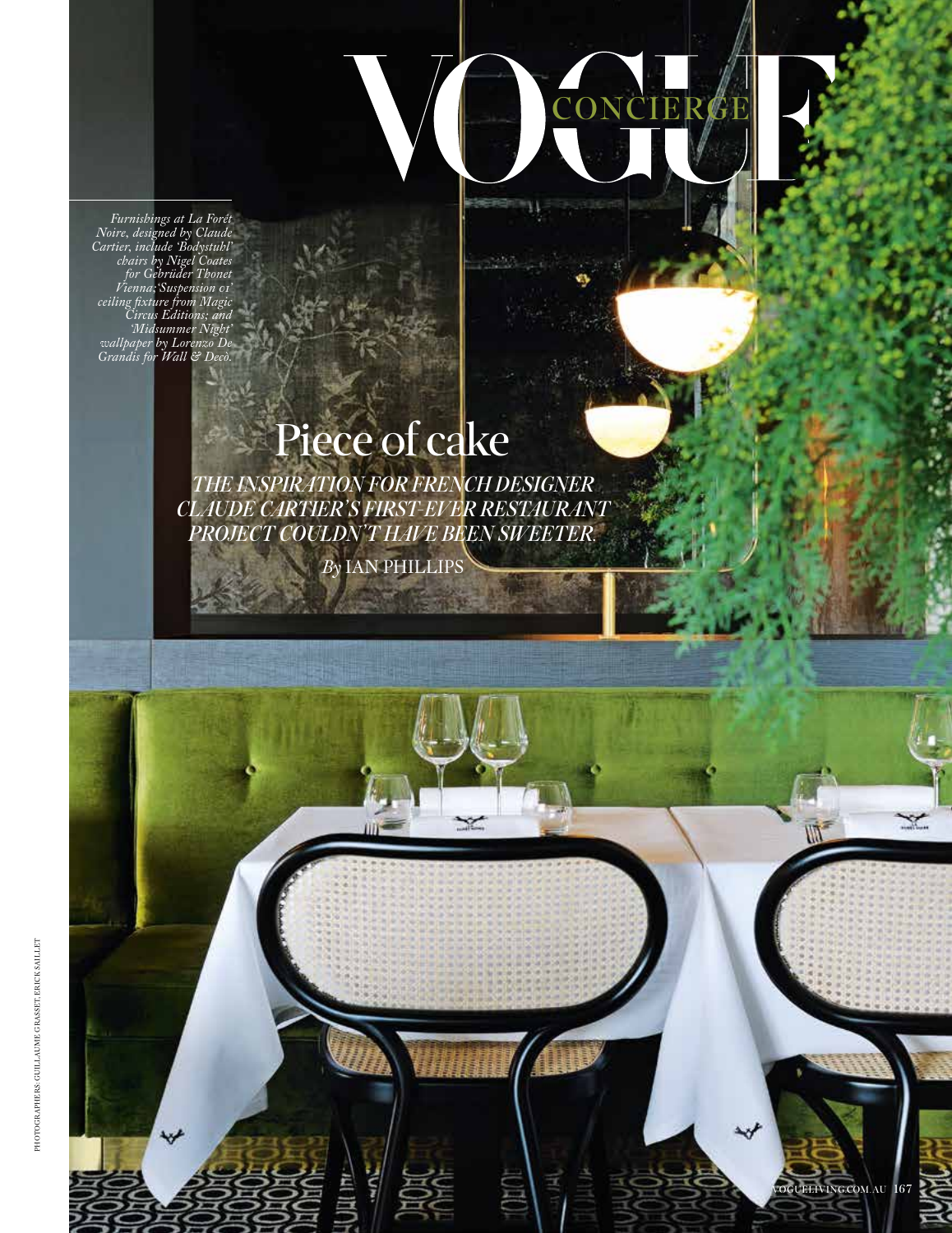VOGUE CONCIERGE

*Furnishings at La Forêt Noire, designed by Claude Cartier, include 'Bodystuhl' chairs by Nigel Coates for Gebrüder Thonet Vienna; 'Suspension 01' ceiling fixture from Magic Circus Editions; and 'Midsummer Night' wallpaper by Lorenzo De Grandis for Wall & Decò.*

# Piece of cake

*THE INSPIRATION FOR FRENCH DESIGNER CLAUDE CARTIER'S FIRST-EVER RESTAURANT PROJECT COULDN'T HAVE BEEN SWEETER.*

*By* IAN PHILLIPS

PHOTOGRAPHERS: GUILLAUME GRASSET, ERICK SAILLET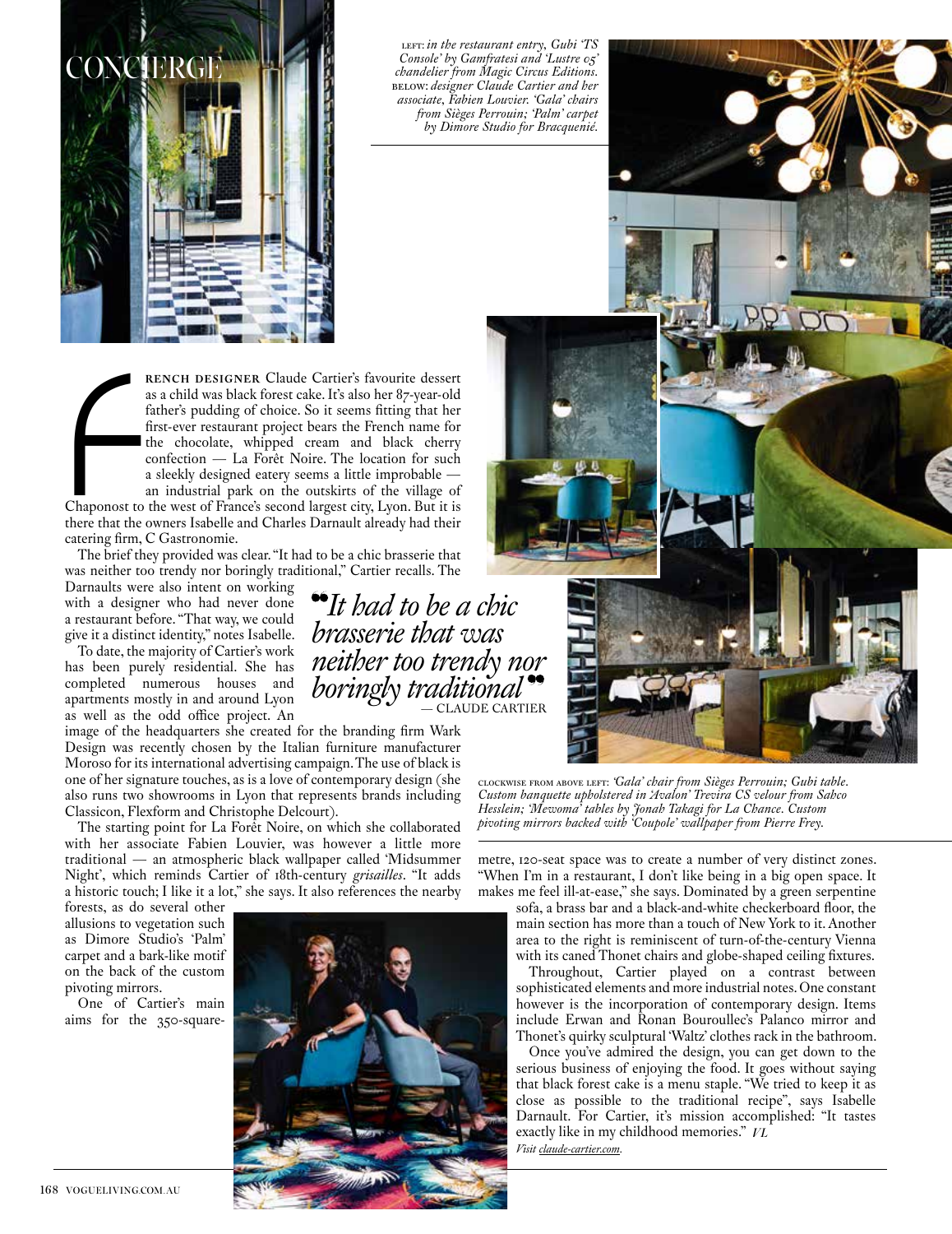LEFT: *in the restaurant entry, Gubi 'TS Console' by Gamfratesi and 'Lustre c5' chandelier from Magic Circus Editions.* BELOW: *designer Claude Cartier and her associate, Fabien Louvier. 'Gala' chairs from Sièges Perrouin; 'Palm' carpet by Dimore Studio for Bracquenié.*

FRENCH DESIGNER Claude Cartier's favourite dessert as a child was black forest cake. It's also her 87-year-old father's pudding of choice. So it seems fitting that her first-ever restaurant project bears the French name for the chocolate, whipped cream and black cherry confection — La Forêt Noire. The location for such a sleekly designed eatery seems a little improbable — an industrial park on the outskirts of the village of Chaponost to the west of France's second largest city, Lyon. But it is there that the owners Isabelle and Charles Darnault already had their catering firm, C Gastronomie.

The brief they provided was clear. "It had to be a chic brasserie that was neither too trendy nor boringly traditional," Cartier recalls. The Darnaults were also intent on working with a designer who had never done a restaurant before. "That way, we could give it a distinct identity," notes Isabelle.

> *"It had to be a chic brasserie that was neither too trendy nor boringly traditional"* — CLAUDE CARTIER

To date, the majority of Cartier's work has been purely residential. She has completed numerous houses and apartments mostly in and around Lyon as well as the odd office project. An image of the headquarters she created for the branding firm Wark Design was recently chosen by the Italian furniture manufacturer Moroso for its international advertising campaign. The use of black is one of her signature touches, as is a love of contemporary design (she also runs two showrooms in Lyon that represents brands including Classicon, Flexform and Christophe Delcourt).

The starting point for La Forêt Noire, on which she collaborated with her associate Fabien Louvier, was however a little more traditional — an atmospheric black wallpaper called 'Midsummer Night', which reminds Cartier of 18th-century *grisailles*. "It adds a historic touch; I like it a lot," she says. It also references the nearby forests, as do several other allusions to vegetation such as Dimore Studio's 'Palm' carpet and a bark-like motif on the back of the custom pivoting mirrors.

One of Cartier's main aims for the 350-square-metre, 120-seat space was to create a number of very distinct zones. "When I'm in a restaurant, I don't like being in a big open space. It makes me feel ill-at-ease," she says. Dominated by a green serpentine sofa, a brass bar and a black-and-white checkerboard floor, the main section has more than a touch of New York to it. Another area to the right is reminiscent of turn-of-the-century Vienna with its caned Thonet chairs and globe-shaped ceiling fixtures.

Throughout, Cartier played on a contrast between sophisticated elements and more industrial notes. One constant however is the incorporation of contemporary design. Items include Erwan and Ronan Bouroullec's Palanco mirror and Thonet's quirky sculptural 'Waltz' clothes rack in the bathroom.

Once you've admired the design, you can get down to the serious business of enjoying the food. It goes without saying that black forest cake is a menu staple. "We tried to keep it as close as possible to the traditional recipe", says Isabelle Darnault. For Cartier, it's mission accomplished: "It tastes exactly like in my childhood memories." *VL*

*Visit claude-cartier.com.*

CLOCKWISE FROM ABOVE LEFT: *'Gala' chair from Sièges Perrouin; Gubi table. Custom banquette upholstered in 'Avalon' Trevira CS velour from Sahco Hesslein; 'Mewoma' tables by Jonah Takagi for La Chance. Custom pivoting mirrors backed with 'Coupole' wallpaper from Pierre Frey.*